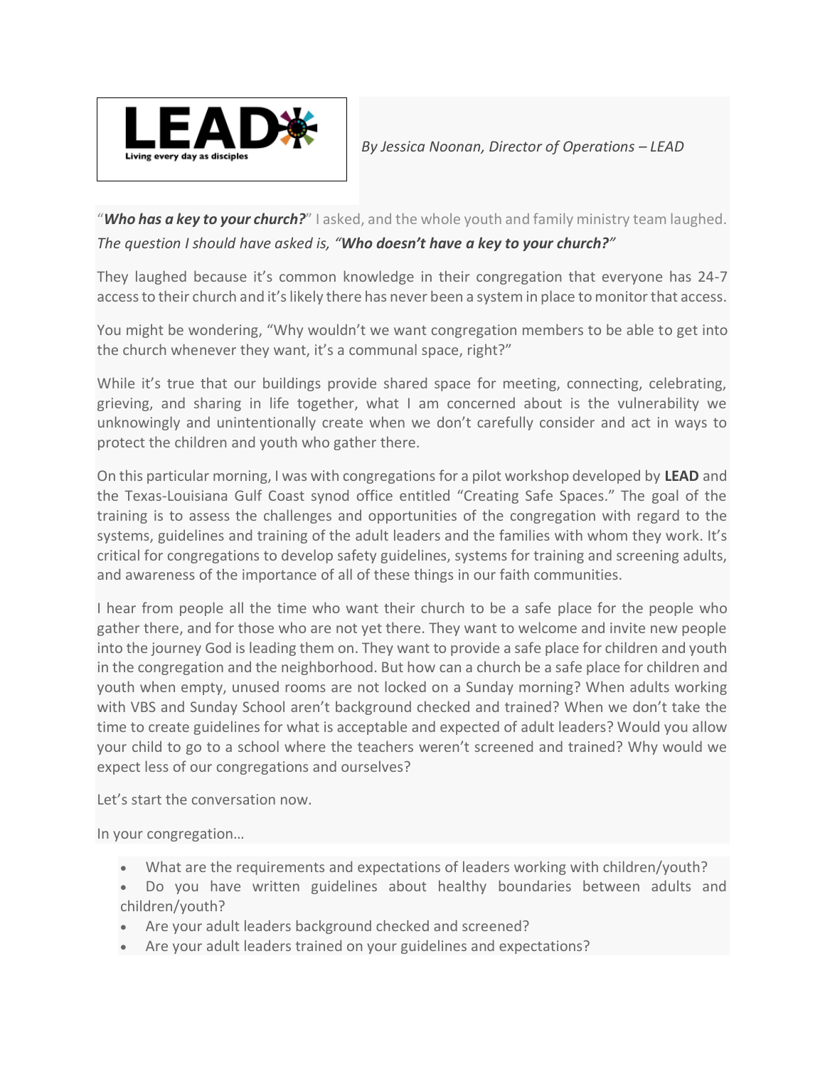*By Jessica Noonan, Director of Operations – LEAD*

"***Who has a key to your church?***" I asked, and the whole youth and family ministry team laughed. *The question I should have asked is, "**Who doesn't have a key to your church?**"*

They laughed because it's common knowledge in their congregation that everyone has 24-7 access to their church and it's likely there has never been a system in place to monitor that access.

You might be wondering, "Why wouldn't we want congregation members to be able to get into the church whenever they want, it's a communal space, right?"

While it's true that our buildings provide shared space for meeting, connecting, celebrating, grieving, and sharing in life together, what I am concerned about is the vulnerability we unknowingly and unintentionally create when we don't carefully consider and act in ways to protect the children and youth who gather there.

On this particular morning, I was with congregations for a pilot workshop developed by **LEAD** and the Texas-Louisiana Gulf Coast synod office entitled "Creating Safe Spaces." The goal of the training is to assess the challenges and opportunities of the congregation with regard to the systems, guidelines and training of the adult leaders and the families with whom they work. It's critical for congregations to develop safety guidelines, systems for training and screening adults, and awareness of the importance of all of these things in our faith communities.

I hear from people all the time who want their church to be a safe place for the people who gather there, and for those who are not yet there. They want to welcome and invite new people into the journey God is leading them on. They want to provide a safe place for children and youth in the congregation and the neighborhood. But how can a church be a safe place for children and youth when empty, unused rooms are not locked on a Sunday morning? When adults working with VBS and Sunday School aren't background checked and trained? When we don't take the time to create guidelines for what is acceptable and expected of adult leaders? Would you allow your child to go to a school where the teachers weren't screened and trained? Why would we expect less of our congregations and ourselves?

Let's start the conversation now.

In your congregation…

- What are the requirements and expectations of leaders working with children/youth?
- Do you have written guidelines about healthy boundaries between adults and children/youth?
- Are your adult leaders background checked and screened?
- Are your adult leaders trained on your guidelines and expectations?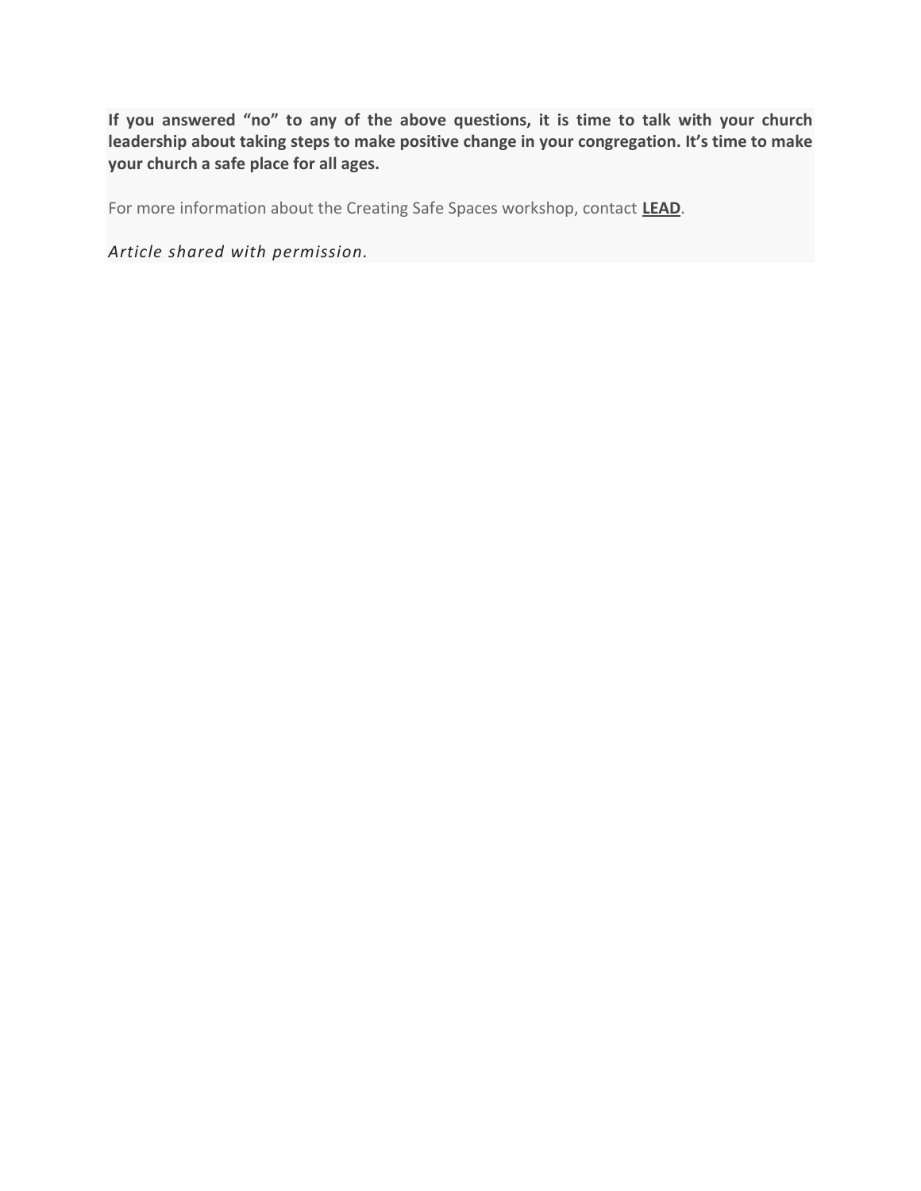**If you answered "no" to any of the above questions, it is time to talk with your church leadership about taking steps to make positive change in your congregation. It's time to make your church a safe place for all ages.**

For more information about the Creating Safe Spaces workshop, contact **LEAD**.

*Article shared with permission.*